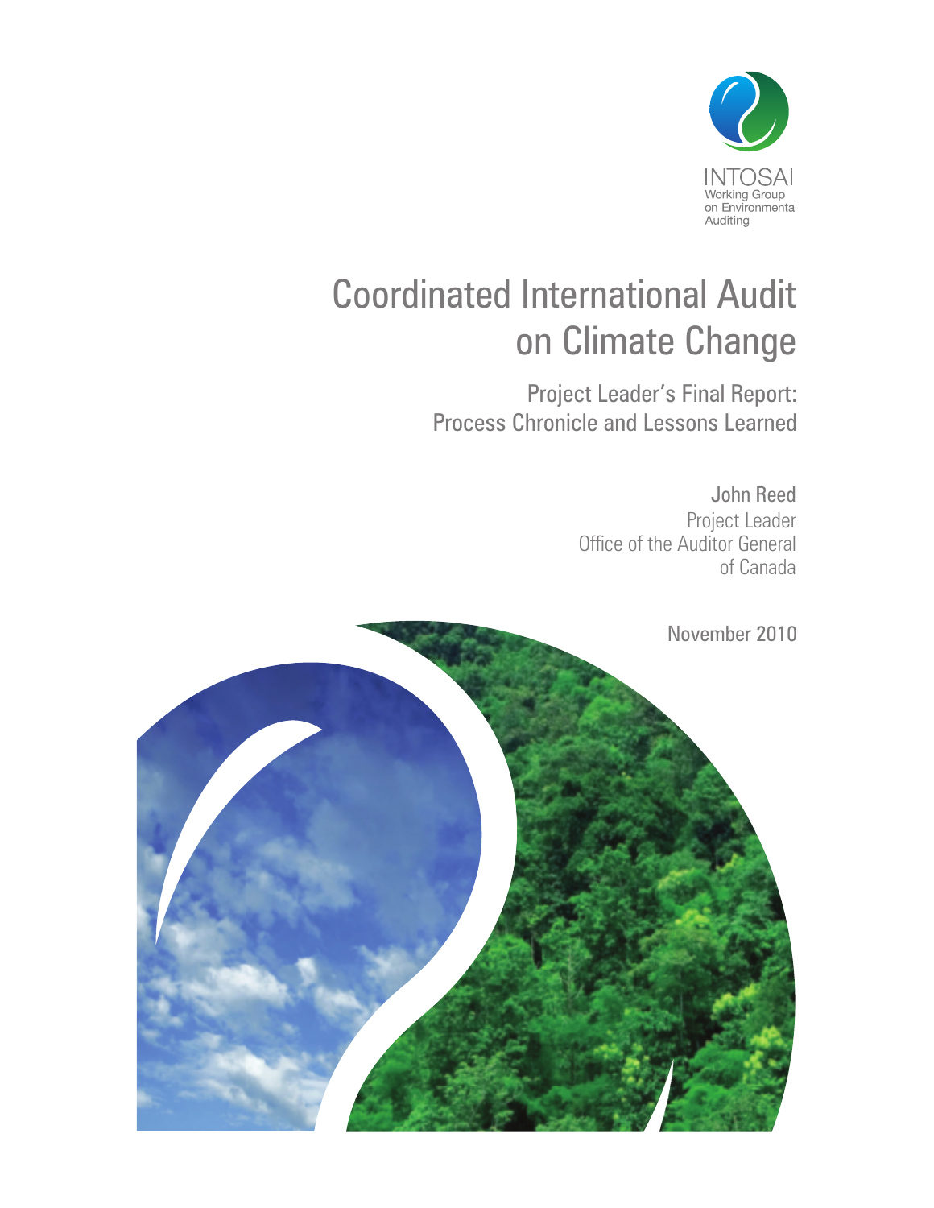INTOSAI
Working Group
on Environmental
Auditing

# Coordinated International Audit on Climate Change

## Project Leader's Final Report: Process Chronicle and Lessons Learned

John Reed
Project Leader
Office of the Auditor General
of Canada

November 2010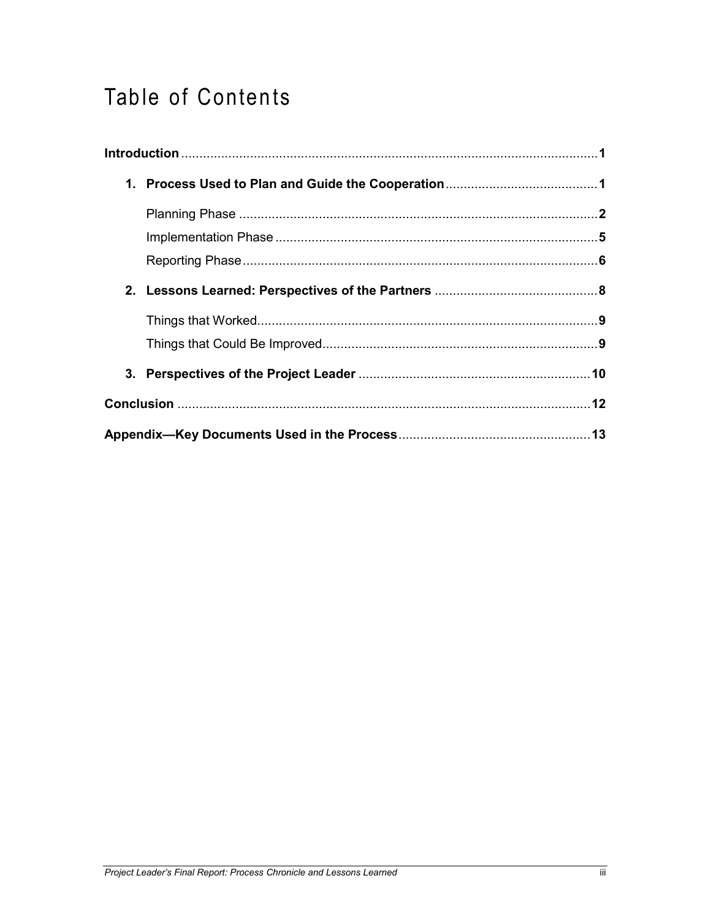# Table of Contents

**Introduction** .......... **1**

- **1. Process Used to Plan and Guide the Cooperation** .......... **1**
  - Planning Phase .......... **2**
  - Implementation Phase .......... **5**
  - Reporting Phase .......... **6**
- **2. Lessons Learned: Perspectives of the Partners** .......... **8**
  - Things that Worked .......... **9**
  - Things that Could Be Improved .......... **9**
- **3. Perspectives of the Project Leader** .......... **10**

**Conclusion** .......... **12**

**Appendix—Key Documents Used in the Process** .......... **13**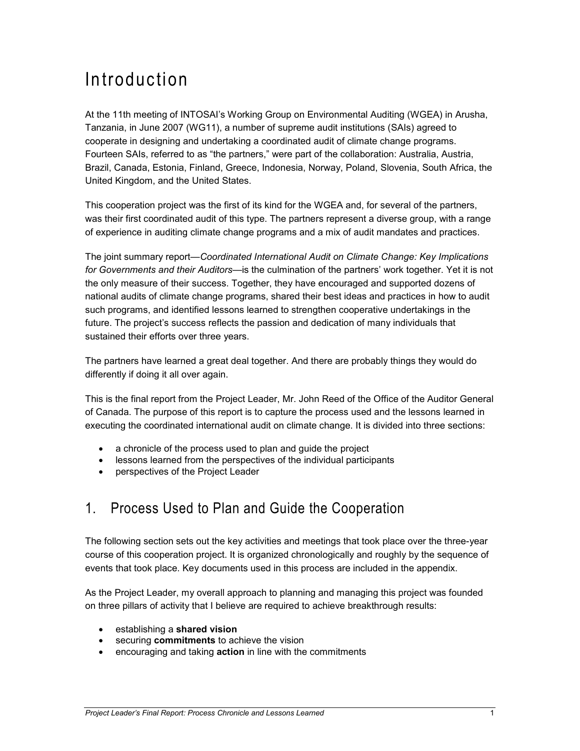# Introduction

At the 11th meeting of INTOSAI's Working Group on Environmental Auditing (WGEA) in Arusha, Tanzania, in June 2007 (WG11), a number of supreme audit institutions (SAIs) agreed to cooperate in designing and undertaking a coordinated audit of climate change programs. Fourteen SAIs, referred to as "the partners," were part of the collaboration: Australia, Austria, Brazil, Canada, Estonia, Finland, Greece, Indonesia, Norway, Poland, Slovenia, South Africa, the United Kingdom, and the United States.

This cooperation project was the first of its kind for the WGEA and, for several of the partners, was their first coordinated audit of this type. The partners represent a diverse group, with a range of experience in auditing climate change programs and a mix of audit mandates and practices.

The joint summary report—*Coordinated International Audit on Climate Change: Key Implications for Governments and their Auditors*—is the culmination of the partners' work together. Yet it is not the only measure of their success. Together, they have encouraged and supported dozens of national audits of climate change programs, shared their best ideas and practices in how to audit such programs, and identified lessons learned to strengthen cooperative undertakings in the future. The project's success reflects the passion and dedication of many individuals that sustained their efforts over three years.

The partners have learned a great deal together. And there are probably things they would do differently if doing it all over again.

This is the final report from the Project Leader, Mr. John Reed of the Office of the Auditor General of Canada. The purpose of this report is to capture the process used and the lessons learned in executing the coordinated international audit on climate change. It is divided into three sections:

- a chronicle of the process used to plan and guide the project
- lessons learned from the perspectives of the individual participants
- perspectives of the Project Leader

## 1. Process Used to Plan and Guide the Cooperation

The following section sets out the key activities and meetings that took place over the three-year course of this cooperation project. It is organized chronologically and roughly by the sequence of events that took place. Key documents used in this process are included in the appendix.

As the Project Leader, my overall approach to planning and managing this project was founded on three pillars of activity that I believe are required to achieve breakthrough results:

- establishing a **shared vision**
- securing **commitments** to achieve the vision
- encouraging and taking **action** in line with the commitments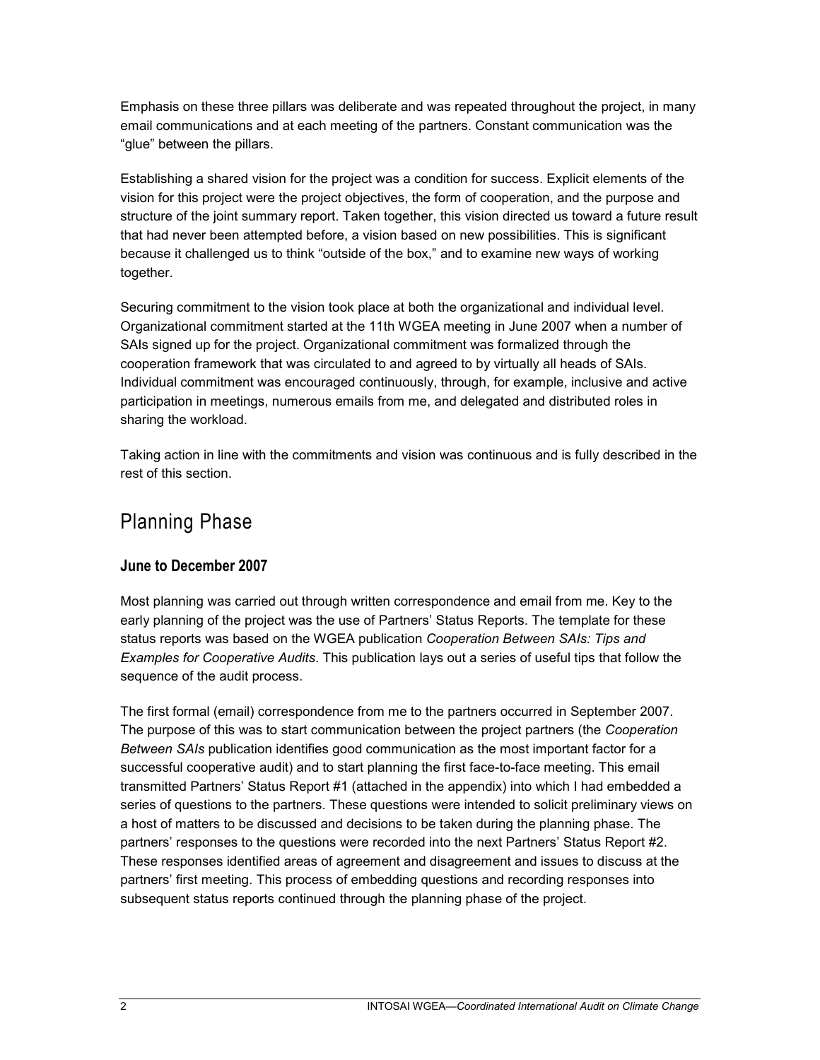Emphasis on these three pillars was deliberate and was repeated throughout the project, in many email communications and at each meeting of the partners. Constant communication was the "glue" between the pillars.

Establishing a shared vision for the project was a condition for success. Explicit elements of the vision for this project were the project objectives, the form of cooperation, and the purpose and structure of the joint summary report. Taken together, this vision directed us toward a future result that had never been attempted before, a vision based on new possibilities. This is significant because it challenged us to think "outside of the box," and to examine new ways of working together.

Securing commitment to the vision took place at both the organizational and individual level. Organizational commitment started at the 11th WGEA meeting in June 2007 when a number of SAIs signed up for the project. Organizational commitment was formalized through the cooperation framework that was circulated to and agreed to by virtually all heads of SAIs. Individual commitment was encouraged continuously, through, for example, inclusive and active participation in meetings, numerous emails from me, and delegated and distributed roles in sharing the workload.

Taking action in line with the commitments and vision was continuous and is fully described in the rest of this section.

## Planning Phase

### June to December 2007

Most planning was carried out through written correspondence and email from me. Key to the early planning of the project was the use of Partners' Status Reports. The template for these status reports was based on the WGEA publication *Cooperation Between SAIs: Tips and Examples for Cooperative Audits*. This publication lays out a series of useful tips that follow the sequence of the audit process.

The first formal (email) correspondence from me to the partners occurred in September 2007. The purpose of this was to start communication between the project partners (the *Cooperation Between SAIs* publication identifies good communication as the most important factor for a successful cooperative audit) and to start planning the first face-to-face meeting. This email transmitted Partners' Status Report #1 (attached in the appendix) into which I had embedded a series of questions to the partners. These questions were intended to solicit preliminary views on a host of matters to be discussed and decisions to be taken during the planning phase. The partners' responses to the questions were recorded into the next Partners' Status Report #2. These responses identified areas of agreement and disagreement and issues to discuss at the partners' first meeting. This process of embedding questions and recording responses into subsequent status reports continued through the planning phase of the project.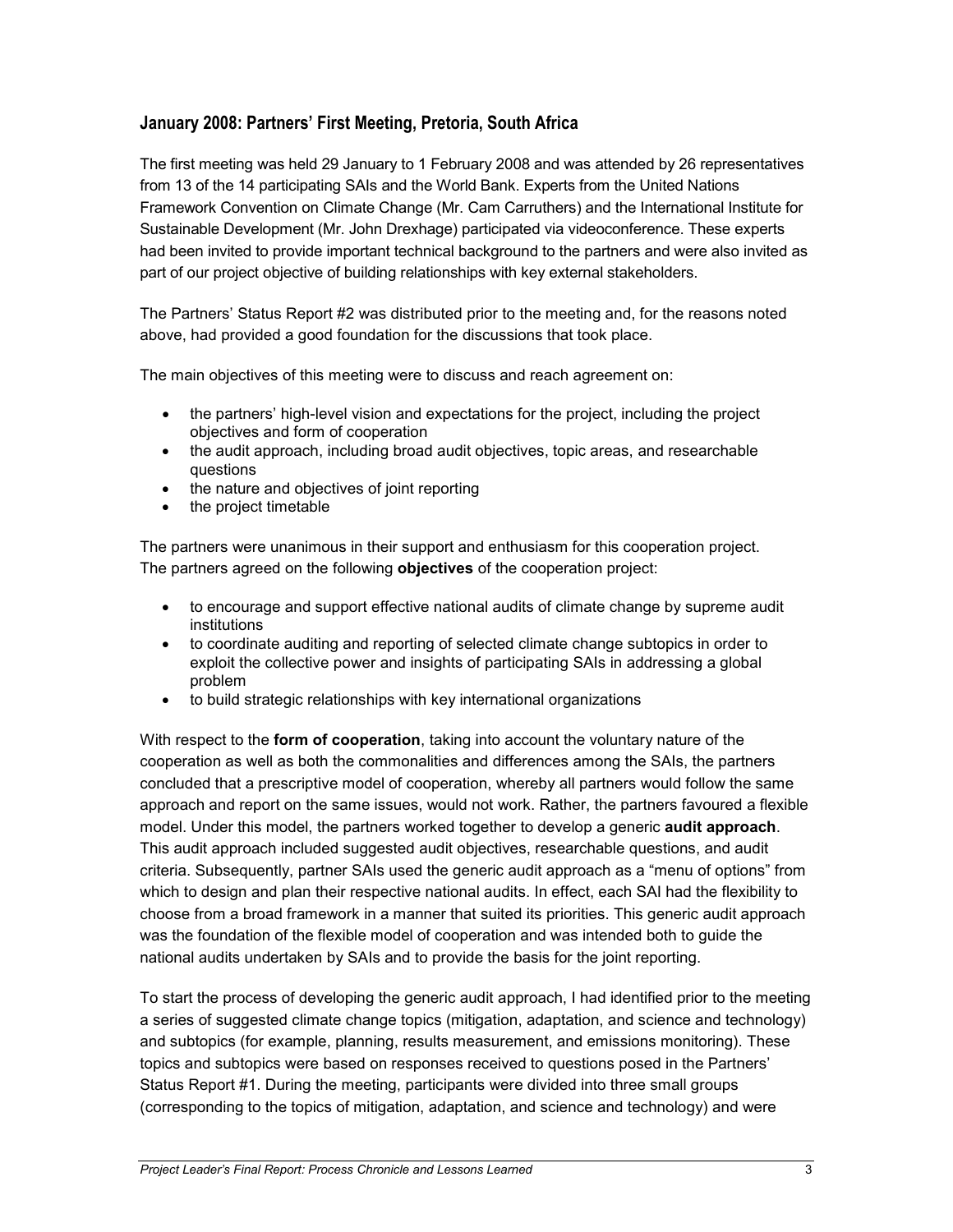## January 2008: Partners' First Meeting, Pretoria, South Africa

The first meeting was held 29 January to 1 February 2008 and was attended by 26 representatives from 13 of the 14 participating SAIs and the World Bank. Experts from the United Nations Framework Convention on Climate Change (Mr. Cam Carruthers) and the International Institute for Sustainable Development (Mr. John Drexhage) participated via videoconference. These experts had been invited to provide important technical background to the partners and were also invited as part of our project objective of building relationships with key external stakeholders.

The Partners' Status Report #2 was distributed prior to the meeting and, for the reasons noted above, had provided a good foundation for the discussions that took place.

The main objectives of this meeting were to discuss and reach agreement on:

- the partners' high-level vision and expectations for the project, including the project objectives and form of cooperation
- the audit approach, including broad audit objectives, topic areas, and researchable questions
- the nature and objectives of joint reporting
- the project timetable

The partners were unanimous in their support and enthusiasm for this cooperation project. The partners agreed on the following **objectives** of the cooperation project:

- to encourage and support effective national audits of climate change by supreme audit institutions
- to coordinate auditing and reporting of selected climate change subtopics in order to exploit the collective power and insights of participating SAIs in addressing a global problem
- to build strategic relationships with key international organizations

With respect to the **form of cooperation**, taking into account the voluntary nature of the cooperation as well as both the commonalities and differences among the SAIs, the partners concluded that a prescriptive model of cooperation, whereby all partners would follow the same approach and report on the same issues, would not work. Rather, the partners favoured a flexible model. Under this model, the partners worked together to develop a generic **audit approach**. This audit approach included suggested audit objectives, researchable questions, and audit criteria. Subsequently, partner SAIs used the generic audit approach as a "menu of options" from which to design and plan their respective national audits. In effect, each SAI had the flexibility to choose from a broad framework in a manner that suited its priorities. This generic audit approach was the foundation of the flexible model of cooperation and was intended both to guide the national audits undertaken by SAIs and to provide the basis for the joint reporting.

To start the process of developing the generic audit approach, I had identified prior to the meeting a series of suggested climate change topics (mitigation, adaptation, and science and technology) and subtopics (for example, planning, results measurement, and emissions monitoring). These topics and subtopics were based on responses received to questions posed in the Partners' Status Report #1. During the meeting, participants were divided into three small groups (corresponding to the topics of mitigation, adaptation, and science and technology) and were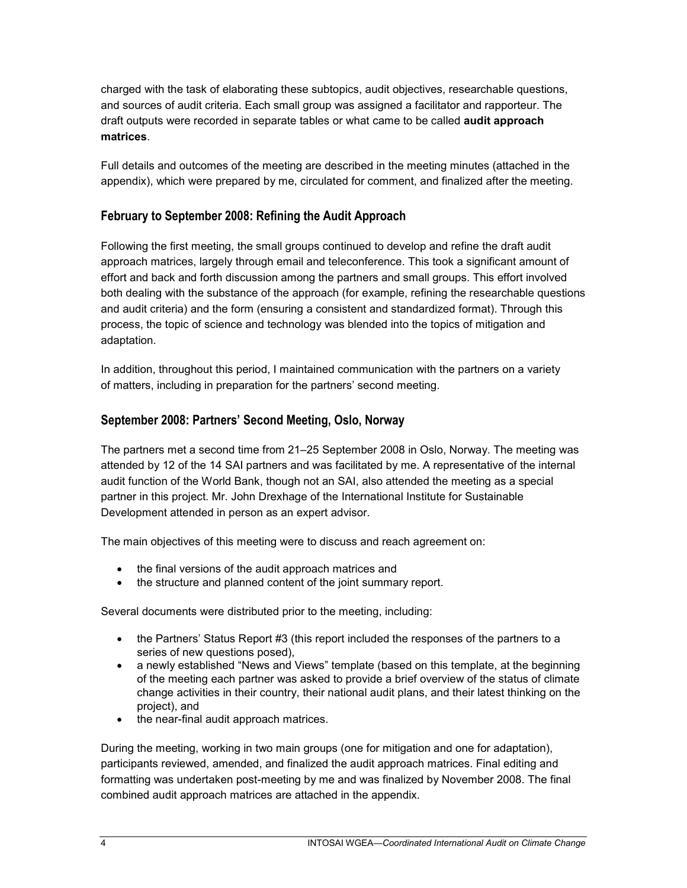charged with the task of elaborating these subtopics, audit objectives, researchable questions, and sources of audit criteria. Each small group was assigned a facilitator and rapporteur. The draft outputs were recorded in separate tables or what came to be called **audit approach matrices**.

Full details and outcomes of the meeting are described in the meeting minutes (attached in the appendix), which were prepared by me, circulated for comment, and finalized after the meeting.

### February to September 2008: Refining the Audit Approach

Following the first meeting, the small groups continued to develop and refine the draft audit approach matrices, largely through email and teleconference. This took a significant amount of effort and back and forth discussion among the partners and small groups. This effort involved both dealing with the substance of the approach (for example, refining the researchable questions and audit criteria) and the form (ensuring a consistent and standardized format). Through this process, the topic of science and technology was blended into the topics of mitigation and adaptation.

In addition, throughout this period, I maintained communication with the partners on a variety of matters, including in preparation for the partners' second meeting.

### September 2008: Partners' Second Meeting, Oslo, Norway

The partners met a second time from 21–25 September 2008 in Oslo, Norway. The meeting was attended by 12 of the 14 SAI partners and was facilitated by me. A representative of the internal audit function of the World Bank, though not an SAI, also attended the meeting as a special partner in this project. Mr. John Drexhage of the International Institute for Sustainable Development attended in person as an expert advisor.

The main objectives of this meeting were to discuss and reach agreement on:

- the final versions of the audit approach matrices and
- the structure and planned content of the joint summary report.

Several documents were distributed prior to the meeting, including:

- the Partners' Status Report #3 (this report included the responses of the partners to a series of new questions posed),
- a newly established "News and Views" template (based on this template, at the beginning of the meeting each partner was asked to provide a brief overview of the status of climate change activities in their country, their national audit plans, and their latest thinking on the project), and
- the near-final audit approach matrices.

During the meeting, working in two main groups (one for mitigation and one for adaptation), participants reviewed, amended, and finalized the audit approach matrices. Final editing and formatting was undertaken post-meeting by me and was finalized by November 2008. The final combined audit approach matrices are attached in the appendix.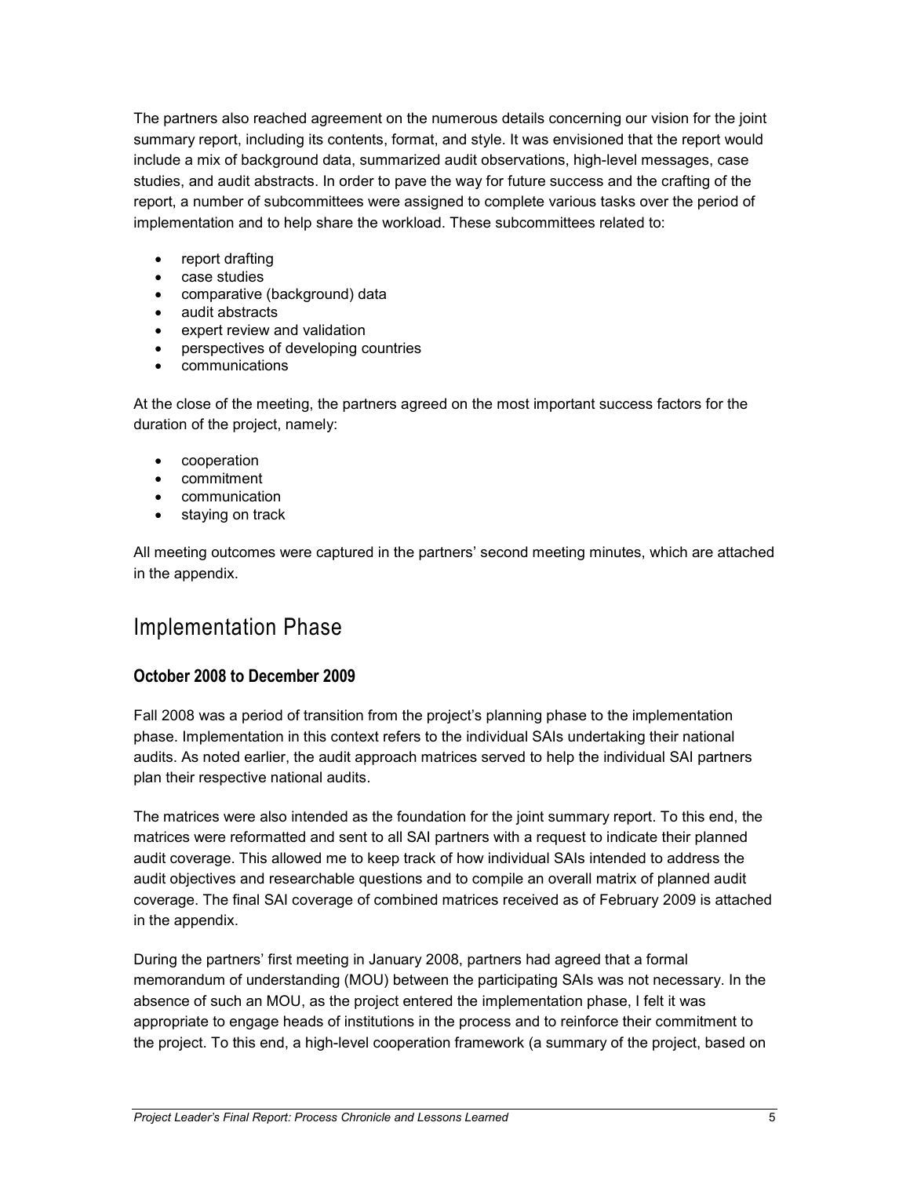The partners also reached agreement on the numerous details concerning our vision for the joint summary report, including its contents, format, and style. It was envisioned that the report would include a mix of background data, summarized audit observations, high-level messages, case studies, and audit abstracts. In order to pave the way for future success and the crafting of the report, a number of subcommittees were assigned to complete various tasks over the period of implementation and to help share the workload. These subcommittees related to:

- report drafting
- case studies
- comparative (background) data
- audit abstracts
- expert review and validation
- perspectives of developing countries
- communications

At the close of the meeting, the partners agreed on the most important success factors for the duration of the project, namely:

- cooperation
- commitment
- communication
- staying on track

All meeting outcomes were captured in the partners' second meeting minutes, which are attached in the appendix.

## Implementation Phase

### October 2008 to December 2009

Fall 2008 was a period of transition from the project's planning phase to the implementation phase. Implementation in this context refers to the individual SAIs undertaking their national audits. As noted earlier, the audit approach matrices served to help the individual SAI partners plan their respective national audits.

The matrices were also intended as the foundation for the joint summary report. To this end, the matrices were reformatted and sent to all SAI partners with a request to indicate their planned audit coverage. This allowed me to keep track of how individual SAIs intended to address the audit objectives and researchable questions and to compile an overall matrix of planned audit coverage. The final SAI coverage of combined matrices received as of February 2009 is attached in the appendix.

During the partners' first meeting in January 2008, partners had agreed that a formal memorandum of understanding (MOU) between the participating SAIs was not necessary. In the absence of such an MOU, as the project entered the implementation phase, I felt it was appropriate to engage heads of institutions in the process and to reinforce their commitment to the project. To this end, a high-level cooperation framework (a summary of the project, based on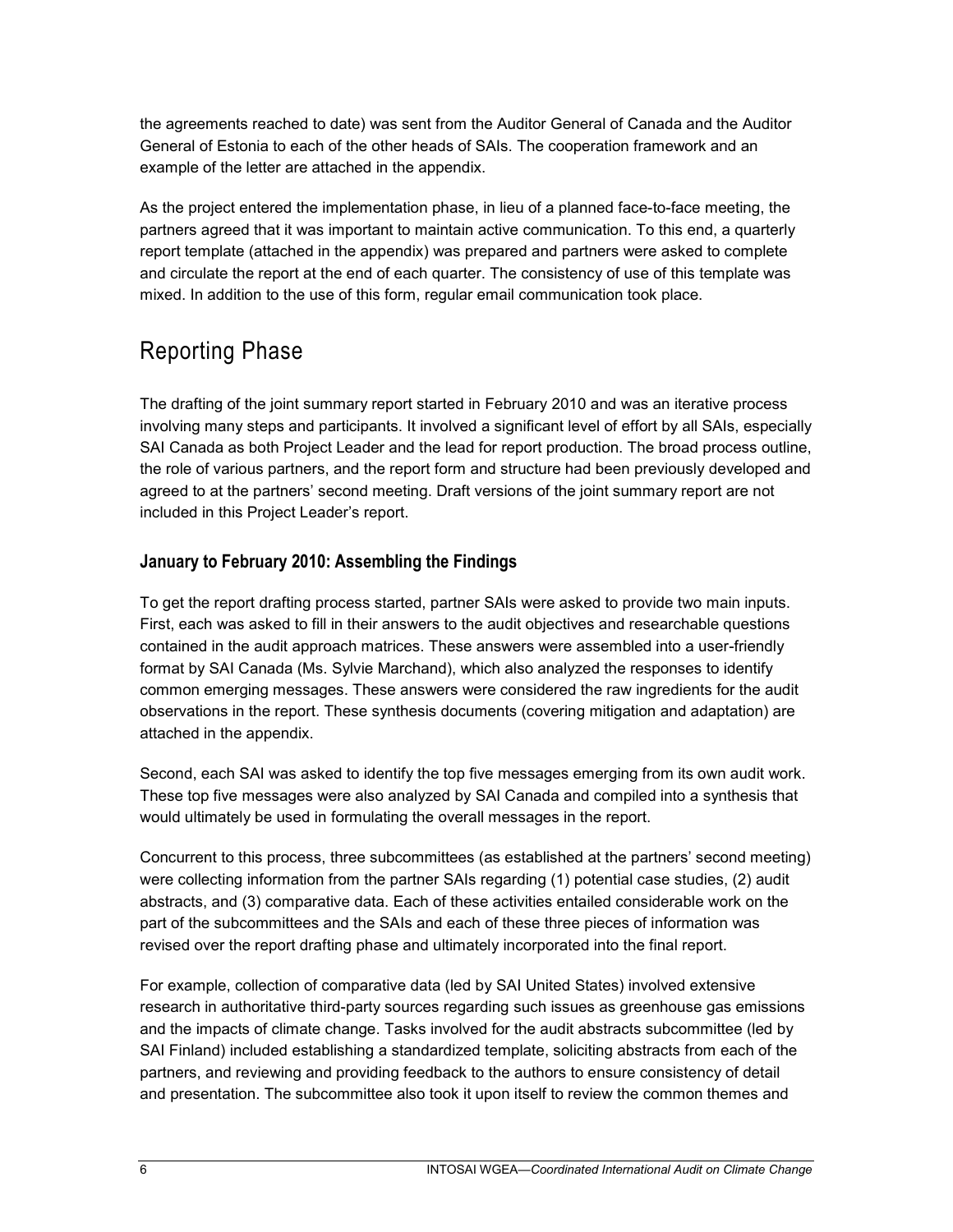the agreements reached to date) was sent from the Auditor General of Canada and the Auditor General of Estonia to each of the other heads of SAIs. The cooperation framework and an example of the letter are attached in the appendix.

As the project entered the implementation phase, in lieu of a planned face-to-face meeting, the partners agreed that it was important to maintain active communication. To this end, a quarterly report template (attached in the appendix) was prepared and partners were asked to complete and circulate the report at the end of each quarter. The consistency of use of this template was mixed. In addition to the use of this form, regular email communication took place.

## Reporting Phase

The drafting of the joint summary report started in February 2010 and was an iterative process involving many steps and participants. It involved a significant level of effort by all SAIs, especially SAI Canada as both Project Leader and the lead for report production. The broad process outline, the role of various partners, and the report form and structure had been previously developed and agreed to at the partners' second meeting. Draft versions of the joint summary report are not included in this Project Leader's report.

### January to February 2010: Assembling the Findings

To get the report drafting process started, partner SAIs were asked to provide two main inputs. First, each was asked to fill in their answers to the audit objectives and researchable questions contained in the audit approach matrices. These answers were assembled into a user-friendly format by SAI Canada (Ms. Sylvie Marchand), which also analyzed the responses to identify common emerging messages. These answers were considered the raw ingredients for the audit observations in the report. These synthesis documents (covering mitigation and adaptation) are attached in the appendix.

Second, each SAI was asked to identify the top five messages emerging from its own audit work. These top five messages were also analyzed by SAI Canada and compiled into a synthesis that would ultimately be used in formulating the overall messages in the report.

Concurrent to this process, three subcommittees (as established at the partners' second meeting) were collecting information from the partner SAIs regarding (1) potential case studies, (2) audit abstracts, and (3) comparative data. Each of these activities entailed considerable work on the part of the subcommittees and the SAIs and each of these three pieces of information was revised over the report drafting phase and ultimately incorporated into the final report.

For example, collection of comparative data (led by SAI United States) involved extensive research in authoritative third-party sources regarding such issues as greenhouse gas emissions and the impacts of climate change. Tasks involved for the audit abstracts subcommittee (led by SAI Finland) included establishing a standardized template, soliciting abstracts from each of the partners, and reviewing and providing feedback to the authors to ensure consistency of detail and presentation. The subcommittee also took it upon itself to review the common themes and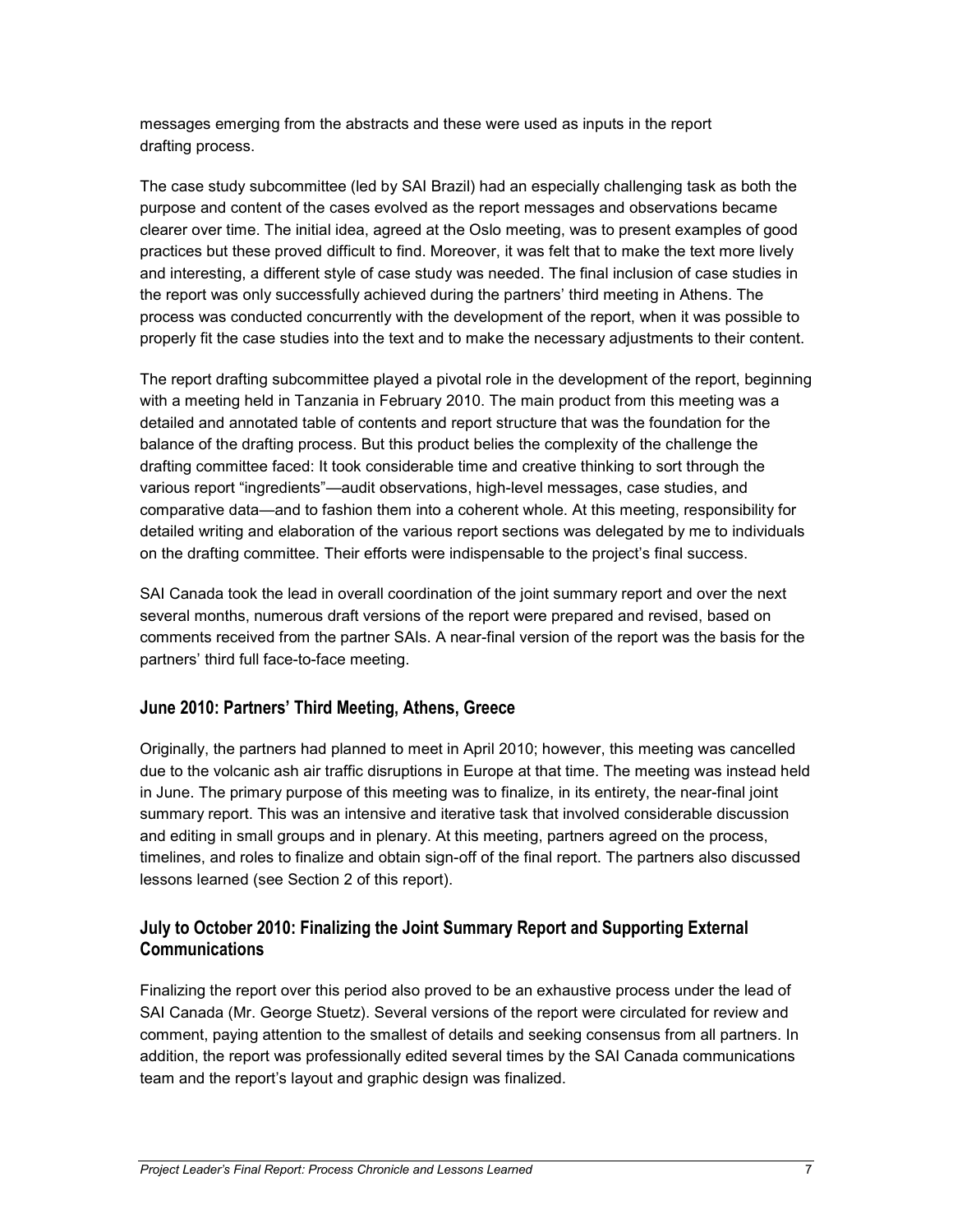messages emerging from the abstracts and these were used as inputs in the report drafting process.

The case study subcommittee (led by SAI Brazil) had an especially challenging task as both the purpose and content of the cases evolved as the report messages and observations became clearer over time. The initial idea, agreed at the Oslo meeting, was to present examples of good practices but these proved difficult to find. Moreover, it was felt that to make the text more lively and interesting, a different style of case study was needed. The final inclusion of case studies in the report was only successfully achieved during the partners' third meeting in Athens. The process was conducted concurrently with the development of the report, when it was possible to properly fit the case studies into the text and to make the necessary adjustments to their content.

The report drafting subcommittee played a pivotal role in the development of the report, beginning with a meeting held in Tanzania in February 2010. The main product from this meeting was a detailed and annotated table of contents and report structure that was the foundation for the balance of the drafting process. But this product belies the complexity of the challenge the drafting committee faced: It took considerable time and creative thinking to sort through the various report "ingredients"—audit observations, high-level messages, case studies, and comparative data—and to fashion them into a coherent whole. At this meeting, responsibility for detailed writing and elaboration of the various report sections was delegated by me to individuals on the drafting committee. Their efforts were indispensable to the project's final success.

SAI Canada took the lead in overall coordination of the joint summary report and over the next several months, numerous draft versions of the report were prepared and revised, based on comments received from the partner SAIs. A near-final version of the report was the basis for the partners' third full face-to-face meeting.

### June 2010: Partners' Third Meeting, Athens, Greece

Originally, the partners had planned to meet in April 2010; however, this meeting was cancelled due to the volcanic ash air traffic disruptions in Europe at that time. The meeting was instead held in June. The primary purpose of this meeting was to finalize, in its entirety, the near-final joint summary report. This was an intensive and iterative task that involved considerable discussion and editing in small groups and in plenary. At this meeting, partners agreed on the process, timelines, and roles to finalize and obtain sign-off of the final report. The partners also discussed lessons learned (see Section 2 of this report).

### July to October 2010: Finalizing the Joint Summary Report and Supporting External Communications

Finalizing the report over this period also proved to be an exhaustive process under the lead of SAI Canada (Mr. George Stuetz). Several versions of the report were circulated for review and comment, paying attention to the smallest of details and seeking consensus from all partners. In addition, the report was professionally edited several times by the SAI Canada communications team and the report's layout and graphic design was finalized.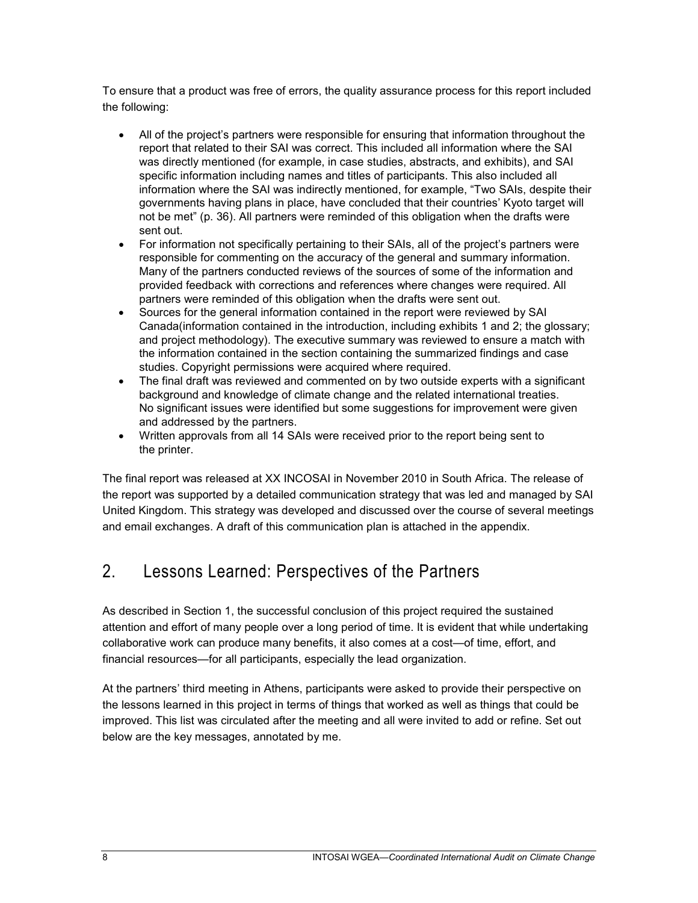To ensure that a product was free of errors, the quality assurance process for this report included the following:

- All of the project's partners were responsible for ensuring that information throughout the report that related to their SAI was correct. This included all information where the SAI was directly mentioned (for example, in case studies, abstracts, and exhibits), and SAI specific information including names and titles of participants. This also included all information where the SAI was indirectly mentioned, for example, "Two SAIs, despite their governments having plans in place, have concluded that their countries' Kyoto target will not be met" (p. 36). All partners were reminded of this obligation when the drafts were sent out.
- For information not specifically pertaining to their SAIs, all of the project's partners were responsible for commenting on the accuracy of the general and summary information. Many of the partners conducted reviews of the sources of some of the information and provided feedback with corrections and references where changes were required. All partners were reminded of this obligation when the drafts were sent out.
- Sources for the general information contained in the report were reviewed by SAI Canada(information contained in the introduction, including exhibits 1 and 2; the glossary; and project methodology). The executive summary was reviewed to ensure a match with the information contained in the section containing the summarized findings and case studies. Copyright permissions were acquired where required.
- The final draft was reviewed and commented on by two outside experts with a significant background and knowledge of climate change and the related international treaties. No significant issues were identified but some suggestions for improvement were given and addressed by the partners.
- Written approvals from all 14 SAIs were received prior to the report being sent to the printer.

The final report was released at XX INCOSAI in November 2010 in South Africa. The release of the report was supported by a detailed communication strategy that was led and managed by SAI United Kingdom. This strategy was developed and discussed over the course of several meetings and email exchanges. A draft of this communication plan is attached in the appendix.

## 2. Lessons Learned: Perspectives of the Partners

As described in Section 1, the successful conclusion of this project required the sustained attention and effort of many people over a long period of time. It is evident that while undertaking collaborative work can produce many benefits, it also comes at a cost—of time, effort, and financial resources—for all participants, especially the lead organization.

At the partners' third meeting in Athens, participants were asked to provide their perspective on the lessons learned in this project in terms of things that worked as well as things that could be improved. This list was circulated after the meeting and all were invited to add or refine. Set out below are the key messages, annotated by me.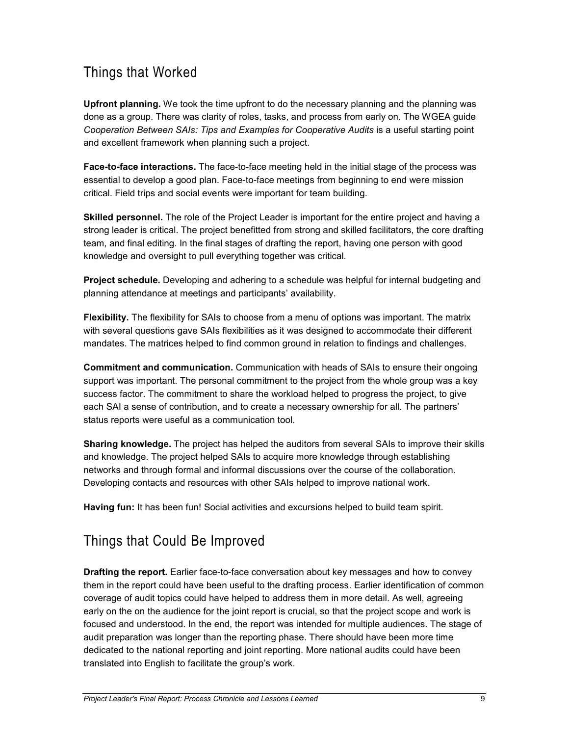## Things that Worked

**Upfront planning.** We took the time upfront to do the necessary planning and the planning was done as a group. There was clarity of roles, tasks, and process from early on. The WGEA guide *Cooperation Between SAIs: Tips and Examples for Cooperative Audits* is a useful starting point and excellent framework when planning such a project.

**Face-to-face interactions.** The face-to-face meeting held in the initial stage of the process was essential to develop a good plan. Face-to-face meetings from beginning to end were mission critical. Field trips and social events were important for team building.

**Skilled personnel.** The role of the Project Leader is important for the entire project and having a strong leader is critical. The project benefitted from strong and skilled facilitators, the core drafting team, and final editing. In the final stages of drafting the report, having one person with good knowledge and oversight to pull everything together was critical.

**Project schedule.** Developing and adhering to a schedule was helpful for internal budgeting and planning attendance at meetings and participants' availability.

**Flexibility.** The flexibility for SAIs to choose from a menu of options was important. The matrix with several questions gave SAIs flexibilities as it was designed to accommodate their different mandates. The matrices helped to find common ground in relation to findings and challenges.

**Commitment and communication.** Communication with heads of SAIs to ensure their ongoing support was important. The personal commitment to the project from the whole group was a key success factor. The commitment to share the workload helped to progress the project, to give each SAI a sense of contribution, and to create a necessary ownership for all. The partners' status reports were useful as a communication tool.

**Sharing knowledge.** The project has helped the auditors from several SAIs to improve their skills and knowledge. The project helped SAIs to acquire more knowledge through establishing networks and through formal and informal discussions over the course of the collaboration. Developing contacts and resources with other SAIs helped to improve national work.

**Having fun:** It has been fun! Social activities and excursions helped to build team spirit.

## Things that Could Be Improved

**Drafting the report.** Earlier face-to-face conversation about key messages and how to convey them in the report could have been useful to the drafting process. Earlier identification of common coverage of audit topics could have helped to address them in more detail. As well, agreeing early on the on the audience for the joint report is crucial, so that the project scope and work is focused and understood. In the end, the report was intended for multiple audiences. The stage of audit preparation was longer than the reporting phase. There should have been more time dedicated to the national reporting and joint reporting. More national audits could have been translated into English to facilitate the group's work.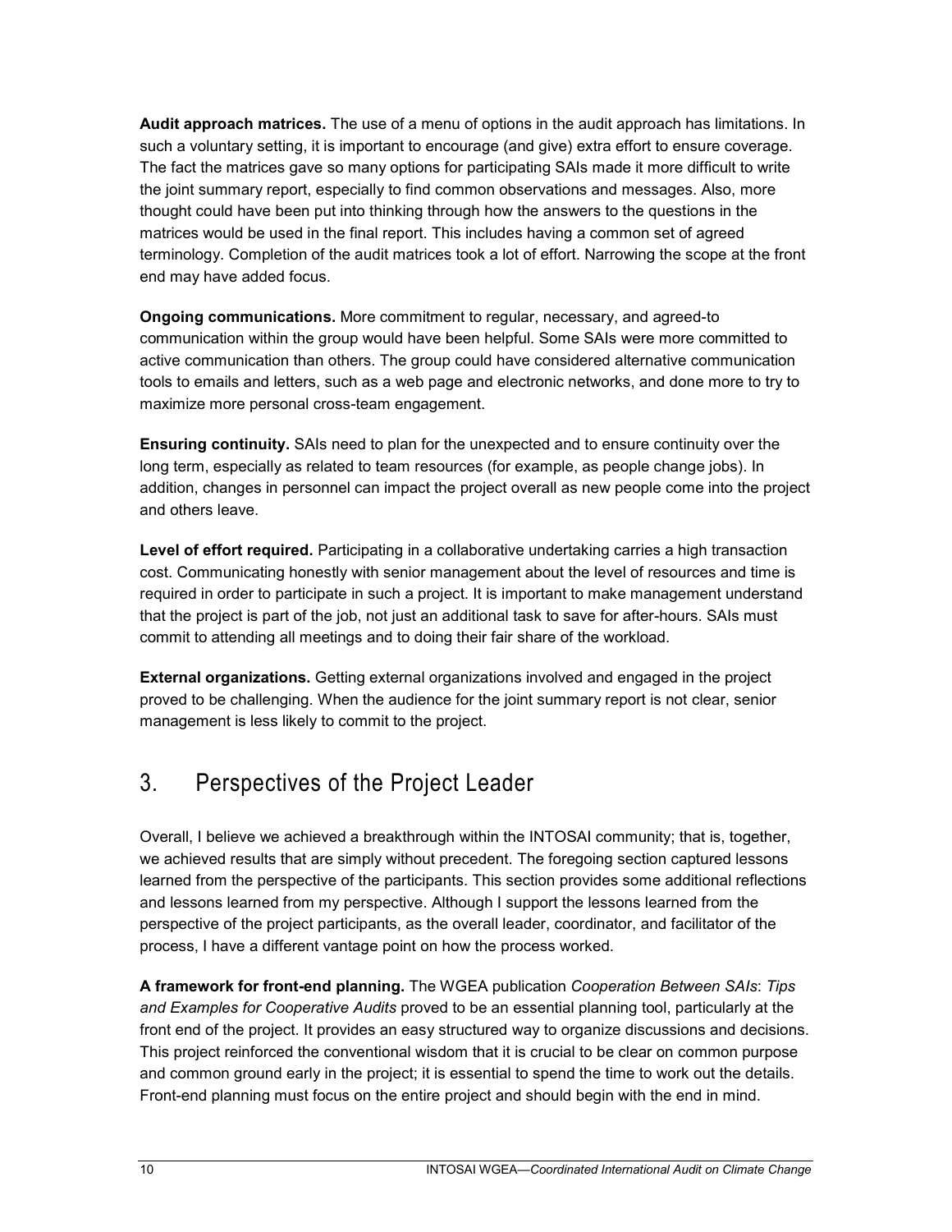**Audit approach matrices.** The use of a menu of options in the audit approach has limitations. In such a voluntary setting, it is important to encourage (and give) extra effort to ensure coverage. The fact the matrices gave so many options for participating SAIs made it more difficult to write the joint summary report, especially to find common observations and messages. Also, more thought could have been put into thinking through how the answers to the questions in the matrices would be used in the final report. This includes having a common set of agreed terminology. Completion of the audit matrices took a lot of effort. Narrowing the scope at the front end may have added focus.

**Ongoing communications.** More commitment to regular, necessary, and agreed-to communication within the group would have been helpful. Some SAIs were more committed to active communication than others. The group could have considered alternative communication tools to emails and letters, such as a web page and electronic networks, and done more to try to maximize more personal cross-team engagement.

**Ensuring continuity.** SAIs need to plan for the unexpected and to ensure continuity over the long term, especially as related to team resources (for example, as people change jobs). In addition, changes in personnel can impact the project overall as new people come into the project and others leave.

**Level of effort required.** Participating in a collaborative undertaking carries a high transaction cost. Communicating honestly with senior management about the level of resources and time is required in order to participate in such a project. It is important to make management understand that the project is part of the job, not just an additional task to save for after-hours. SAIs must commit to attending all meetings and to doing their fair share of the workload.

**External organizations.** Getting external organizations involved and engaged in the project proved to be challenging. When the audience for the joint summary report is not clear, senior management is less likely to commit to the project.

## 3. Perspectives of the Project Leader

Overall, I believe we achieved a breakthrough within the INTOSAI community; that is, together, we achieved results that are simply without precedent. The foregoing section captured lessons learned from the perspective of the participants. This section provides some additional reflections and lessons learned from my perspective. Although I support the lessons learned from the perspective of the project participants, as the overall leader, coordinator, and facilitator of the process, I have a different vantage point on how the process worked.

**A framework for front-end planning.** The WGEA publication *Cooperation Between SAIs*: *Tips and Examples for Cooperative Audits* proved to be an essential planning tool, particularly at the front end of the project. It provides an easy structured way to organize discussions and decisions. This project reinforced the conventional wisdom that it is crucial to be clear on common purpose and common ground early in the project; it is essential to spend the time to work out the details. Front-end planning must focus on the entire project and should begin with the end in mind.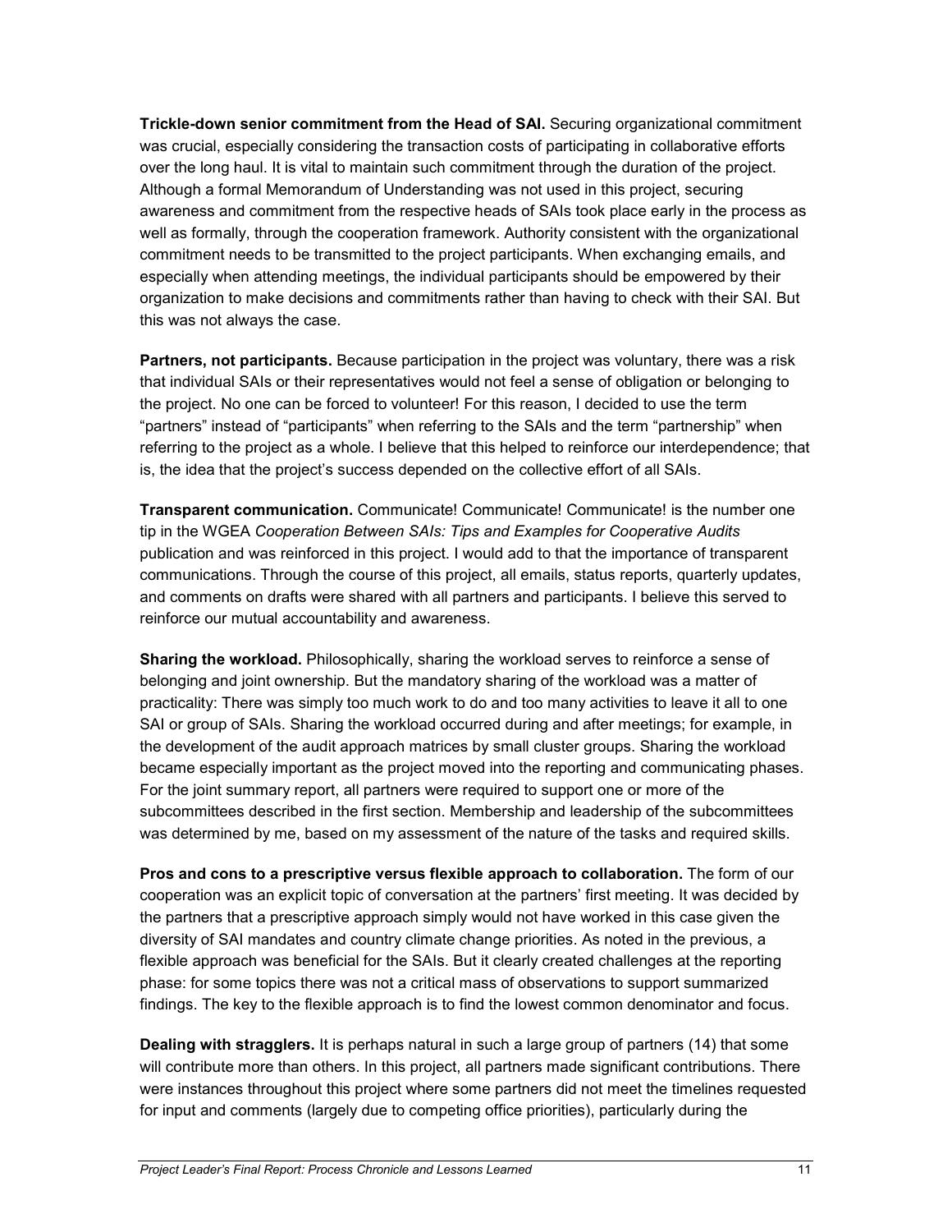**Trickle-down senior commitment from the Head of SAI.** Securing organizational commitment was crucial, especially considering the transaction costs of participating in collaborative efforts over the long haul. It is vital to maintain such commitment through the duration of the project. Although a formal Memorandum of Understanding was not used in this project, securing awareness and commitment from the respective heads of SAIs took place early in the process as well as formally, through the cooperation framework. Authority consistent with the organizational commitment needs to be transmitted to the project participants. When exchanging emails, and especially when attending meetings, the individual participants should be empowered by their organization to make decisions and commitments rather than having to check with their SAI. But this was not always the case.

**Partners, not participants.** Because participation in the project was voluntary, there was a risk that individual SAIs or their representatives would not feel a sense of obligation or belonging to the project. No one can be forced to volunteer! For this reason, I decided to use the term "partners" instead of "participants" when referring to the SAIs and the term "partnership" when referring to the project as a whole. I believe that this helped to reinforce our interdependence; that is, the idea that the project's success depended on the collective effort of all SAIs.

**Transparent communication.** Communicate! Communicate! Communicate! is the number one tip in the WGEA *Cooperation Between SAIs: Tips and Examples for Cooperative Audits* publication and was reinforced in this project. I would add to that the importance of transparent communications. Through the course of this project, all emails, status reports, quarterly updates, and comments on drafts were shared with all partners and participants. I believe this served to reinforce our mutual accountability and awareness.

**Sharing the workload.** Philosophically, sharing the workload serves to reinforce a sense of belonging and joint ownership. But the mandatory sharing of the workload was a matter of practicality: There was simply too much work to do and too many activities to leave it all to one SAI or group of SAIs. Sharing the workload occurred during and after meetings; for example, in the development of the audit approach matrices by small cluster groups. Sharing the workload became especially important as the project moved into the reporting and communicating phases. For the joint summary report, all partners were required to support one or more of the subcommittees described in the first section. Membership and leadership of the subcommittees was determined by me, based on my assessment of the nature of the tasks and required skills.

**Pros and cons to a prescriptive versus flexible approach to collaboration.** The form of our cooperation was an explicit topic of conversation at the partners' first meeting. It was decided by the partners that a prescriptive approach simply would not have worked in this case given the diversity of SAI mandates and country climate change priorities. As noted in the previous, a flexible approach was beneficial for the SAIs. But it clearly created challenges at the reporting phase: for some topics there was not a critical mass of observations to support summarized findings. The key to the flexible approach is to find the lowest common denominator and focus.

**Dealing with stragglers.** It is perhaps natural in such a large group of partners (14) that some will contribute more than others. In this project, all partners made significant contributions. There were instances throughout this project where some partners did not meet the timelines requested for input and comments (largely due to competing office priorities), particularly during the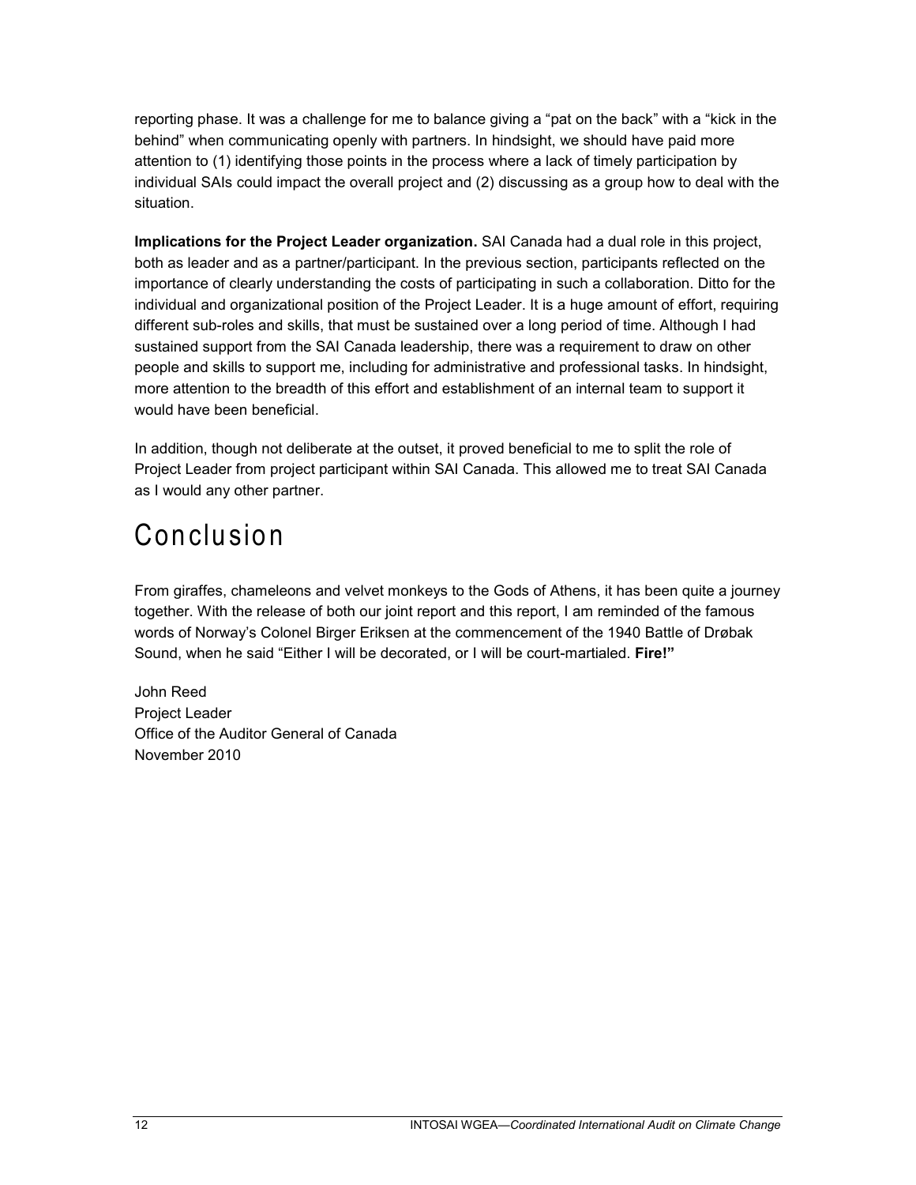reporting phase. It was a challenge for me to balance giving a "pat on the back" with a "kick in the behind" when communicating openly with partners. In hindsight, we should have paid more attention to (1) identifying those points in the process where a lack of timely participation by individual SAIs could impact the overall project and (2) discussing as a group how to deal with the situation.

**Implications for the Project Leader organization.** SAI Canada had a dual role in this project, both as leader and as a partner/participant. In the previous section, participants reflected on the importance of clearly understanding the costs of participating in such a collaboration. Ditto for the individual and organizational position of the Project Leader. It is a huge amount of effort, requiring different sub-roles and skills, that must be sustained over a long period of time. Although I had sustained support from the SAI Canada leadership, there was a requirement to draw on other people and skills to support me, including for administrative and professional tasks. In hindsight, more attention to the breadth of this effort and establishment of an internal team to support it would have been beneficial.

In addition, though not deliberate at the outset, it proved beneficial to me to split the role of Project Leader from project participant within SAI Canada. This allowed me to treat SAI Canada as I would any other partner.

# Conclusion

From giraffes, chameleons and velvet monkeys to the Gods of Athens, it has been quite a journey together. With the release of both our joint report and this report, I am reminded of the famous words of Norway's Colonel Birger Eriksen at the commencement of the 1940 Battle of Drøbak Sound, when he said "Either I will be decorated, or I will be court-martialed. **Fire!"**

John Reed
Project Leader
Office of the Auditor General of Canada
November 2010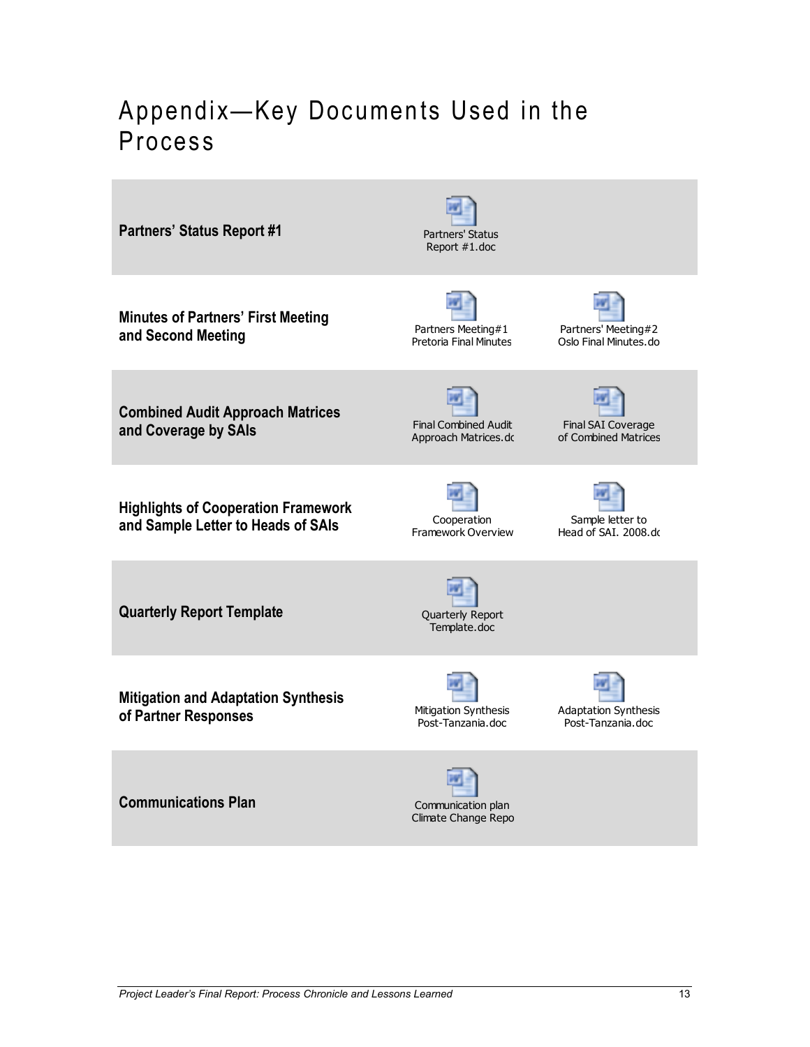# Appendix—Key Documents Used in the Process

| | | |
|---|---|---|
| **Partners' Status Report #1** | Partners' Status Report #1.doc | |
| **Minutes of Partners' First Meeting and Second Meeting** | Partners Meeting#1 Pretoria Final Minutes | Partners' Meeting#2 Oslo Final Minutes.do |
| **Combined Audit Approach Matrices and Coverage by SAIs** | Final Combined Audit Approach Matrices.dc | Final SAI Coverage of Combined Matrices |
| **Highlights of Cooperation Framework and Sample Letter to Heads of SAIs** | Cooperation Framework Overview | Sample letter to Head of SAI. 2008.dc |
| **Quarterly Report Template** | Quarterly Report Template.doc | |
| **Mitigation and Adaptation Synthesis of Partner Responses** | Mitigation Synthesis Post-Tanzania.doc | Adaptation Synthesis Post-Tanzania.doc |
| **Communications Plan** | Communication plan Climate Change Repo | |